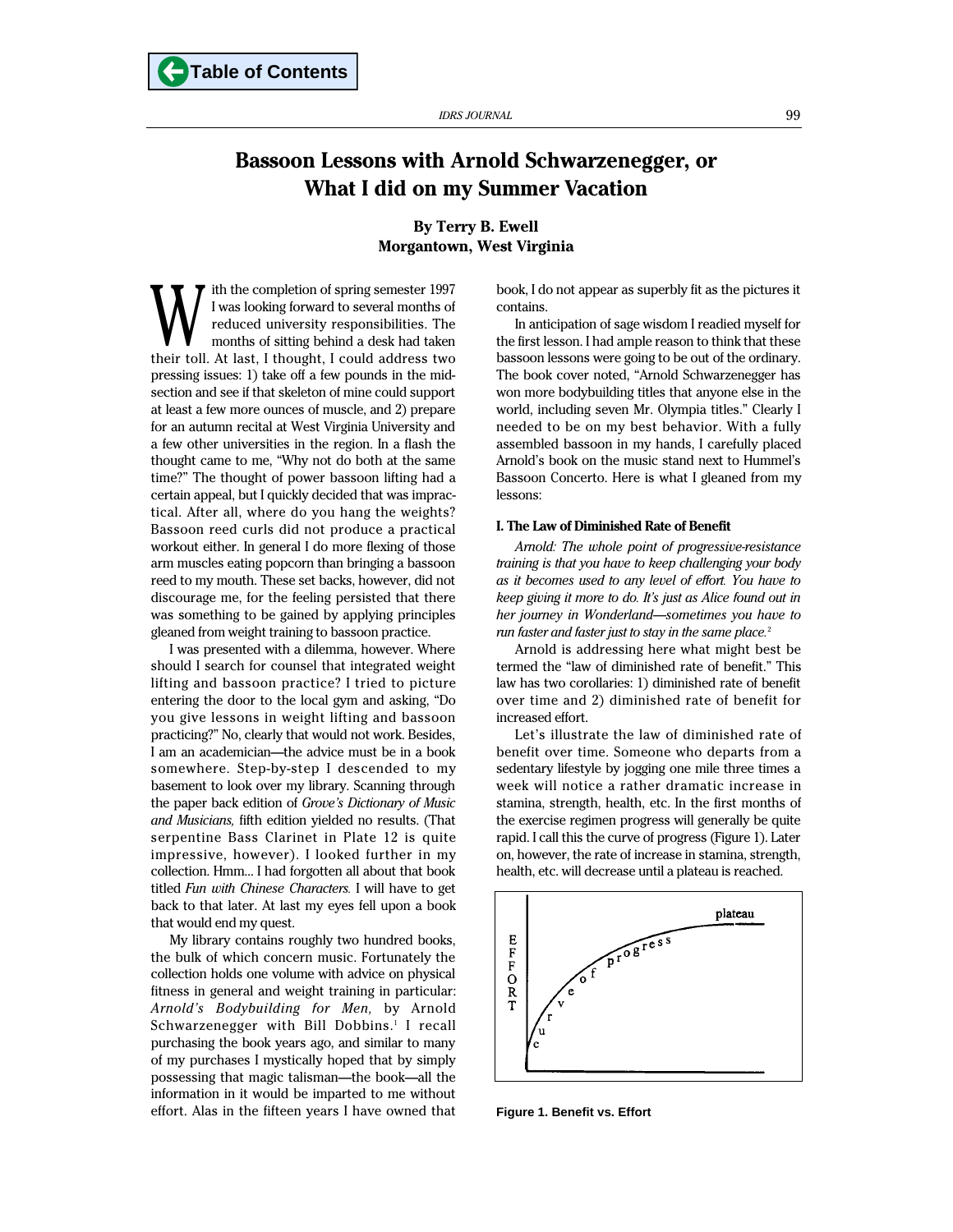# Bassoon Lessons with Arnold Schwarzenegger, or What I did on my Summer Vacation

**By Terry B. Ewell**
**Morgantown, West Virginia**

With the completion of spring semester 1997 I was looking forward to several months of reduced university responsibilities. The months of sitting behind a desk had taken their toll. At last, I thought, I could address two pressing issues: 1) take off a few pounds in the mid-section and see if that skeleton of mine could support at least a few more ounces of muscle, and 2) prepare for an autumn recital at West Virginia University and a few other universities in the region. In a flash the thought came to me, "Why not do both at the same time?" The thought of power bassoon lifting had a certain appeal, but I quickly decided that was impractical. After all, where do you hang the weights? Bassoon reed curls did not produce a practical workout either. In general I do more flexing of those arm muscles eating popcorn than bringing a bassoon reed to my mouth. These set backs, however, did not discourage me, for the feeling persisted that there was something to be gained by applying principles gleaned from weight training to bassoon practice.

I was presented with a dilemma, however. Where should I search for counsel that integrated weight lifting and bassoon practice? I tried to picture entering the door to the local gym and asking, "Do you give lessons in weight lifting and bassoon practicing?" No, clearly that would not work. Besides, I am an academician—the advice must be in a book somewhere. Step-by-step I descended to my basement to look over my library. Scanning through the paper back edition of *Grove's Dictionary of Music and Musicians,* fifth edition yielded no results. (That serpentine Bass Clarinet in Plate 12 is quite impressive, however). I looked further in my collection. Hmm... I had forgotten all about that book titled *Fun with Chinese Characters.* I will have to get back to that later. At last my eyes fell upon a book that would end my quest.

My library contains roughly two hundred books, the bulk of which concern music. Fortunately the collection holds one volume with advice on physical fitness in general and weight training in particular: *Arnold's Bodybuilding for Men,* by Arnold Schwarzenegger with Bill Dobbins.[1] I recall purchasing the book years ago, and similar to many of my purchases I mystically hoped that by simply possessing that magic talisman—the book—all the information in it would be imparted to me without effort. Alas in the fifteen years I have owned that book, I do not appear as superbly fit as the pictures it contains.

In anticipation of sage wisdom I readied myself for the first lesson. I had ample reason to think that these bassoon lessons were going to be out of the ordinary. The book cover noted, "Arnold Schwarzenegger has won more bodybuilding titles that anyone else in the world, including seven Mr. Olympia titles." Clearly I needed to be on my best behavior. With a fully assembled bassoon in my hands, I carefully placed Arnold's book on the music stand next to Hummel's Bassoon Concerto. Here is what I gleaned from my lessons:

### I. The Law of Diminished Rate of Benefit

*Arnold: The whole point of progressive-resistance training is that you have to keep challenging your body as it becomes used to any level of effort. You have to keep giving it more to do. It's just as Alice found out in her journey in Wonderland—sometimes you have to run faster and faster just to stay in the same place.*[2]

Arnold is addressing here what might best be termed the "law of diminished rate of benefit." This law has two corollaries: 1) diminished rate of benefit over time and 2) diminished rate of benefit for increased effort.

Let's illustrate the law of diminished rate of benefit over time. Someone who departs from a sedentary lifestyle by jogging one mile three times a week will notice a rather dramatic increase in stamina, strength, health, etc. In the first months of the exercise regimen progress will generally be quite rapid. I call this the curve of progress (Figure 1). Later on, however, the rate of increase in stamina, strength, health, etc. will decrease until a plateau is reached.

**Figure 1. Benefit vs. Effort**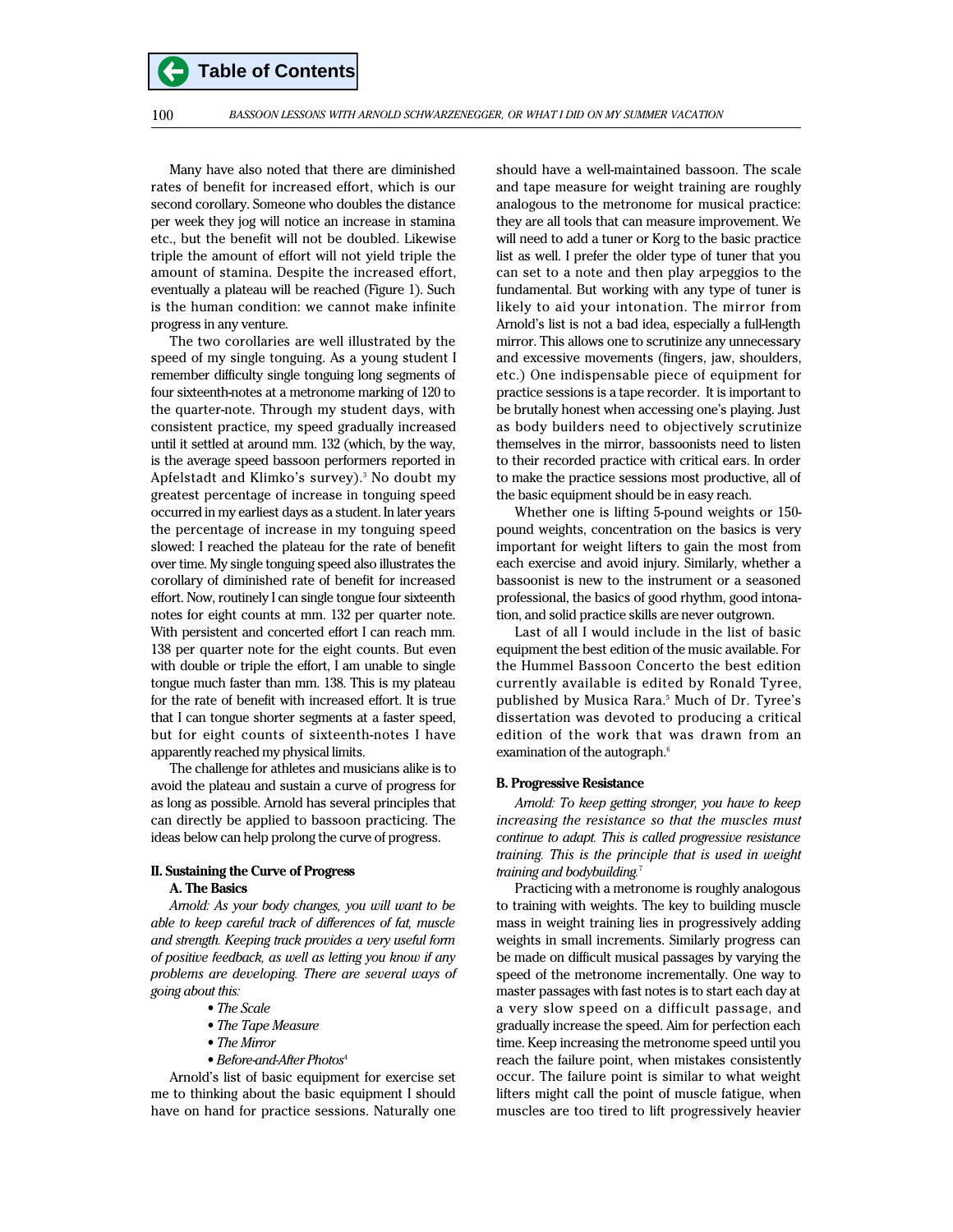Many have also noted that there are diminished rates of benefit for increased effort, which is our second corollary. Someone who doubles the distance per week they jog will notice an increase in stamina etc., but the benefit will not be doubled. Likewise triple the amount of effort will not yield triple the amount of stamina. Despite the increased effort, eventually a plateau will be reached (Figure 1). Such is the human condition: we cannot make infinite progress in any venture.

The two corollaries are well illustrated by the speed of my single tonguing. As a young student I remember difficulty single tonguing long segments of four sixteenth-notes at a metronome marking of 120 to the quarter-note. Through my student days, with consistent practice, my speed gradually increased until it settled at around mm. 132 (which, by the way, is the average speed bassoon performers reported in Apfelstadt and Klimko's survey).[3] No doubt my greatest percentage of increase in tonguing speed occurred in my earliest days as a student. In later years the percentage of increase in my tonguing speed slowed: I reached the plateau for the rate of benefit over time. My single tonguing speed also illustrates the corollary of diminished rate of benefit for increased effort. Now, routinely I can single tongue four sixteenth notes for eight counts at mm. 132 per quarter note. With persistent and concerted effort I can reach mm. 138 per quarter note for the eight counts. But even with double or triple the effort, I am unable to single tongue much faster than mm. 138. This is my plateau for the rate of benefit with increased effort. It is true that I can tongue shorter segments at a faster speed, but for eight counts of sixteenth-notes I have apparently reached my physical limits.

The challenge for athletes and musicians alike is to avoid the plateau and sustain a curve of progress for as long as possible. Arnold has several principles that can directly be applied to bassoon practicing. The ideas below can help prolong the curve of progress.

## II. Sustaining the Curve of Progress

### A. The Basics

*Arnold: As your body changes, you will want to be able to keep careful track of differences of fat, muscle and strength. Keeping track provides a very useful form of positive feedback, as well as letting you know if any problems are developing. There are several ways of going about this:*

- *The Scale*
- *The Tape Measure*
- *The Mirror*
- *Before-and-After Photos*[4]

Arnold's list of basic equipment for exercise set me to thinking about the basic equipment I should have on hand for practice sessions. Naturally one should have a well-maintained bassoon. The scale and tape measure for weight training are roughly analogous to the metronome for musical practice: they are all tools that can measure improvement. We will need to add a tuner or Korg to the basic practice list as well. I prefer the older type of tuner that you can set to a note and then play arpeggios to the fundamental. But working with any type of tuner is likely to aid your intonation. The mirror from Arnold's list is not a bad idea, especially a full-length mirror. This allows one to scrutinize any unnecessary and excessive movements (fingers, jaw, shoulders, etc.) One indispensable piece of equipment for practice sessions is a tape recorder. It is important to be brutally honest when accessing one's playing. Just as body builders need to objectively scrutinize themselves in the mirror, bassoonists need to listen to their recorded practice with critical ears. In order to make the practice sessions most productive, all of the basic equipment should be in easy reach.

Whether one is lifting 5-pound weights or 150-pound weights, concentration on the basics is very important for weight lifters to gain the most from each exercise and avoid injury. Similarly, whether a bassoonist is new to the instrument or a seasoned professional, the basics of good rhythm, good intonation, and solid practice skills are never outgrown.

Last of all I would include in the list of basic equipment the best edition of the music available. For the Hummel Bassoon Concerto the best edition currently available is edited by Ronald Tyree, published by Musica Rara.[5] Much of Dr. Tyree's dissertation was devoted to producing a critical edition of the work that was drawn from an examination of the autograph.[6]

### B. Progressive Resistance

*Arnold: To keep getting stronger, you have to keep increasing the resistance so that the muscles must continue to adapt. This is called progressive resistance training. This is the principle that is used in weight training and bodybuilding.*[7]

Practicing with a metronome is roughly analogous to training with weights. The key to building muscle mass in weight training lies in progressively adding weights in small increments. Similarly progress can be made on difficult musical passages by varying the speed of the metronome incrementally. One way to master passages with fast notes is to start each day at a very slow speed on a difficult passage, and gradually increase the speed. Aim for perfection each time. Keep increasing the metronome speed until you reach the failure point, when mistakes consistently occur. The failure point is similar to what weight lifters might call the point of muscle fatigue, when muscles are too tired to lift progressively heavier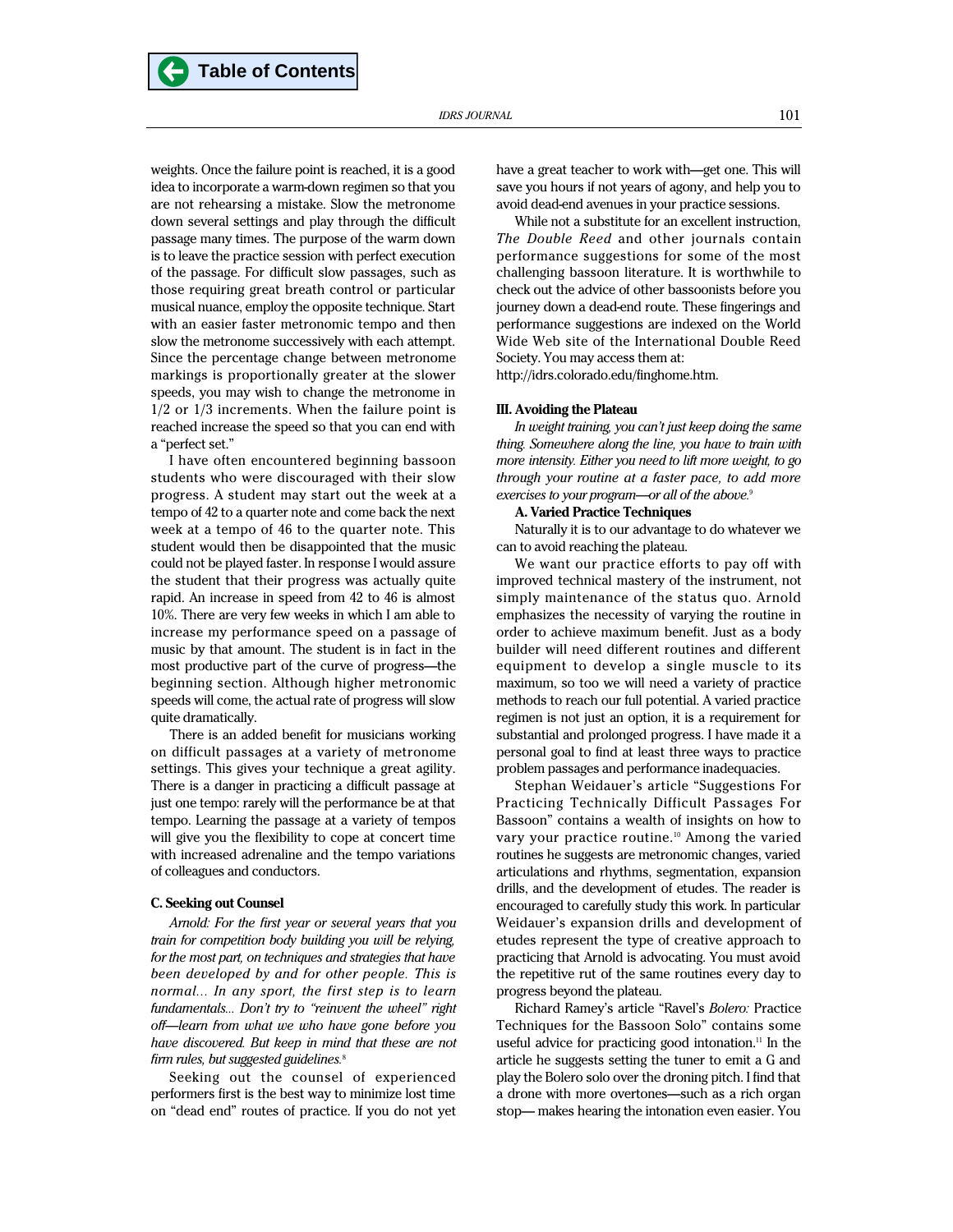weights. Once the failure point is reached, it is a good idea to incorporate a warm-down regimen so that you are not rehearsing a mistake. Slow the metronome down several settings and play through the difficult passage many times. The purpose of the warm down is to leave the practice session with perfect execution of the passage. For difficult slow passages, such as those requiring great breath control or particular musical nuance, employ the opposite technique. Start with an easier faster metronome tempo and then slow the metronome successively with each attempt. Since the percentage change between metronome markings is proportionally greater at the slower speeds, you may wish to change the metronome in 1/2 or 1/3 increments. When the failure point is reached increase the speed so that you can end with a "perfect set."

I have often encountered beginning bassoon students who were discouraged with their slow progress. A student may start out the week at a tempo of 42 to a quarter note and come back the next week at a tempo of 46 to the quarter note. This student would then be disappointed that the music could not be played faster. In response I would assure the student that their progress was actually quite rapid. An increase in speed from 42 to 46 is almost 10%. There are very few weeks in which I am able to increase my performance speed on a passage of music by that amount. The student is in fact in the most productive part of the curve of progress—the beginning section. Although higher metronomic speeds will come, the actual rate of progress will slow quite dramatically.

There is an added benefit for musicians working on difficult passages at a variety of metronome settings. This gives your technique a great agility. There is a danger in practicing a difficult passage at just one tempo: rarely will the performance be at that tempo. Learning the passage at a variety of tempos will give you the flexibility to cope at concert time with increased adrenaline and the tempo variations of colleagues and conductors.

### C. Seeking out Counsel

*Arnold: For the first year or several years that you train for competition body building you will be relying, for the most part, on techniques and strategies that have been developed by and for other people. This is normal... In any sport, the first step is to learn fundamentals... Don't try to "reinvent the wheel" right off—learn from what we who have gone before you have discovered. But keep in mind that these are not firm rules, but suggested guidelines.*[8]

Seeking out the counsel of experienced performers first is the best way to minimize lost time on "dead end" routes of practice. If you do not yet have a great teacher to work with—get one. This will save you hours if not years of agony, and help you to avoid dead-end avenues in your practice sessions.

While not a substitute for an excellent instruction, *The Double Reed* and other journals contain performance suggestions for some of the most challenging bassoon literature. It is worthwhile to check out the advice of other bassoonists before you journey down a dead-end route. These fingerings and performance suggestions are indexed on the World Wide Web site of the International Double Reed Society. You may access them at: http://idrs.colorado.edu/finghome.htm.

## III. Avoiding the Plateau

*In weight training, you can't just keep doing the same thing. Somewhere along the line, you have to train with more intensity. Either you need to lift more weight, to go through your routine at a faster pace, to add more exercises to your program—or all of the above.*[9]

### A. Varied Practice Techniques

Naturally it is to our advantage to do whatever we can to avoid reaching the plateau.

We want our practice efforts to pay off with improved technical mastery of the instrument, not simply maintenance of the status quo. Arnold emphasizes the necessity of varying the routine in order to achieve maximum benefit. Just as a body builder will need different routines and different equipment to develop a single muscle to its maximum, so too we will need a variety of practice methods to reach our full potential. A varied practice regimen is not just an option, it is a requirement for substantial and prolonged progress. I have made it a personal goal to find at least three ways to practice problem passages and performance inadequacies.

Stephan Weidauer's article "Suggestions For Practicing Technically Difficult Passages For Bassoon" contains a wealth of insights on how to vary your practice routine.[10] Among the varied routines he suggests are metronomic changes, varied articulations and rhythms, segmentation, expansion drills, and the development of etudes. The reader is encouraged to carefully study this work. In particular Weidauer's expansion drills and development of etudes represent the type of creative approach to practicing that Arnold is advocating. You must avoid the repetitive rut of the same routines every day to progress beyond the plateau.

Richard Ramey's article "Ravel's *Bolero:* Practice Techniques for the Bassoon Solo" contains some useful advice for practicing good intonation.[11] In the article he suggests setting the tuner to emit a G and play the Bolero solo over the droning pitch. I find that a drone with more overtones—such as a rich organ stop— makes hearing the intonation even easier. You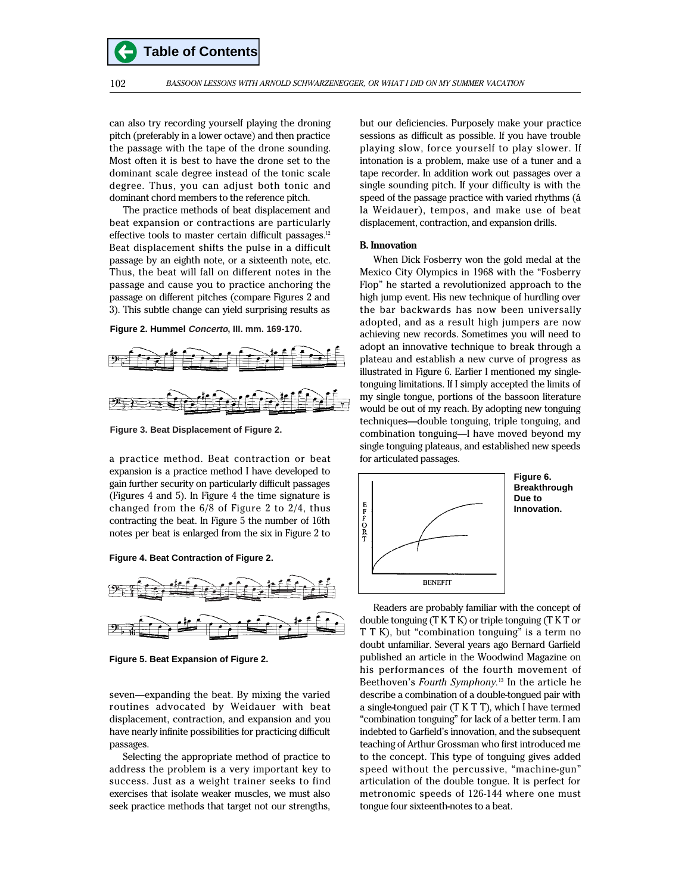can also try recording yourself playing the droning pitch (preferably in a lower octave) and then practice the passage with the tape of the drone sounding. Most often it is best to have the drone set to the dominant scale degree instead of the tonic scale degree. Thus, you can adjust both tonic and dominant chord members to the reference pitch.

The practice methods of beat displacement and beat expansion or contractions are particularly effective tools to master certain difficult passages.[12] Beat displacement shifts the pulse in a difficult passage by an eighth note, or a sixteenth note, etc. Thus, the beat will fall on different notes in the passage and cause you to practice anchoring the passage on different pitches (compare Figures 2 and 3). This subtle change can yield surprising results as a practice method. Beat contraction or beat expansion is a practice method I have developed to gain further security on particularly difficult passages (Figures 4 and 5). In Figure 4 the time signature is changed from the 6/8 of Figure 2 to 2/4, thus contracting the beat. In Figure 5 the number of 16th notes per beat is enlarged from the six in Figure 2 to seven—expanding the beat. By mixing the varied routines advocated by Weidauer with beat displacement, contraction, and expansion and you have nearly infinite possibilities for practicing difficult passages.

**Figure 2. Hummel *Concerto*, III. mm. 169-170.**

**Figure 3. Beat Displacement of Figure 2.**

**Figure 4. Beat Contraction of Figure 2.**

**Figure 5. Beat Expansion of Figure 2.**

Selecting the appropriate method of practice to address the problem is a very important key to success. Just as a weight trainer seeks to find exercises that isolate weaker muscles, we must also seek practice methods that target not our strengths, but our deficiencies. Purposely make your practice sessions as difficult as possible. If you have trouble playing slow, force yourself to play slower. If intonation is a problem, make use of a tuner and a tape recorder. In addition work out passages over a single sounding pitch. If your difficulty is with the speed of the passage practice with varied rhythms (á la Weidauer), tempos, and make use of beat displacement, contraction, and expansion drills.

### B. Innovation

When Dick Fosberry won the gold medal at the Mexico City Olympics in 1968 with the "Fosberry Flop" he started a revolutionized approach to the high jump event. His new technique of hurdling over the bar backwards has now been universally adopted, and as a result high jumpers are now achieving new records. Sometimes you will need to adopt an innovative technique to break through a plateau and establish a new curve of progress as illustrated in Figure 6. Earlier I mentioned my single-tonguing limitations. If I simply accepted the limits of my single tongue, portions of the bassoon literature would be out of my reach. By adopting new tonguing techniques—double tonguing, triple tonguing, and combination tonguing—I have moved beyond my single tonguing plateaus, and established new speeds for articulated passages.

**Figure 6. Breakthrough Due to Innovation.**

Readers are probably familiar with the concept of double tonguing (T K T K) or triple tonguing (T K T or T T K), but "combination tonguing" is a term no doubt unfamiliar. Several years ago Bernard Garfield published an article in the Woodwind Magazine on his performances of the fourth movement of Beethoven's *Fourth Symphony*.[13] In the article he describe a combination of a double-tongued pair with a single-tongued pair (T K T T), which I have termed "combination tonguing" for lack of a better term. I am indebted to Garfield's innovation, and the subsequent teaching of Arthur Grossman who first introduced me to the concept. This type of tonguing gives added speed without the percussive, "machine-gun" articulation of the double tongue. It is perfect for metronomic speeds of 126-144 where one must tongue four sixteenth-notes to a beat.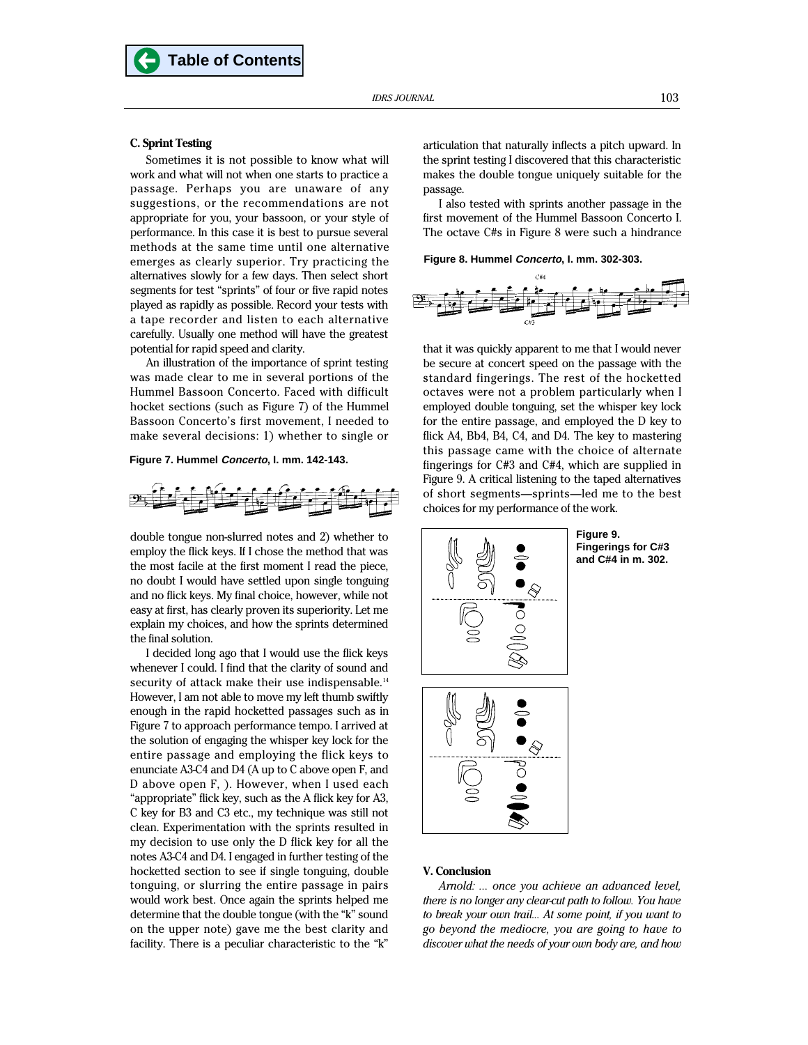### C. Sprint Testing

Sometimes it is not possible to know what will work and what will not when one starts to practice a passage. Perhaps you are unaware of any suggestions, or the recommendations are not appropriate for you, your bassoon, or your style of performance. In this case it is best to pursue several methods at the same time until one alternative emerges as clearly superior. Try practicing the alternatives slowly for a few days. Then select short segments for test "sprints" of four or five rapid notes played as rapidly as possible. Record your tests with a tape recorder and listen to each alternative carefully. Usually one method will have the greatest potential for rapid speed and clarity.

An illustration of the importance of sprint testing was made clear to me in several portions of the Hummel Bassoon Concerto. Faced with difficult hocket sections (such as Figure 7) of the Hummel Bassoon Concerto's first movement, I needed to make several decisions: 1) whether to single or double tongue non-slurred notes and 2) whether to employ the flick keys. If I chose the method that was the most facile at the first moment I read the piece, no doubt I would have settled upon single tonguing and no flick keys. My final choice, however, while not easy at first, has clearly proven its superiority. Let me explain my choices, and how the sprints determined the final solution.

**Figure 7. Hummel *Concerto*, I. mm. 142-143.**

I decided long ago that I would use the flick keys whenever I could. I find that the clarity of sound and security of attack make their use indispensable.[14] However, I am not able to move my left thumb swiftly enough in the rapid hocketted passages such as in Figure 7 to approach performance tempo. I arrived at the solution of engaging the whisper key lock for the entire passage and employing the flick keys to enunciate A3-C4 and D4 (A up to C above open F, and D above open F, ). However, when I used each "appropriate" flick key, such as the A flick key for A3, C key for B3 and C3 etc., my technique was still not clean. Experimentation with the sprints resulted in my decision to use only the D flick key for all the notes A3-C4 and D4. I engaged in further testing of the hocketted section to see if single tonguing, double tonguing, or slurring the entire passage in pairs would work best. Once again the sprints helped me determine that the double tongue (with the "k" sound on the upper note) gave me the best clarity and facility. There is a peculiar characteristic to the "k" articulation that naturally inflects a pitch upward. In the sprint testing I discovered that this characteristic makes the double tongue uniquely suitable for the passage.

I also tested with sprints another passage in the first movement of the Hummel Bassoon Concerto I. The octave C#s in Figure 8 were such a hindrance

**Figure 8. Hummel *Concerto*, I. mm. 302-303.**

that it was quickly apparent to me that I would never be secure at concert speed on the passage with the standard fingerings. The rest of the hocketted octaves were not a problem particularly when I employed double tonguing, set the whisper key lock for the entire passage, and employed the D key to flick A4, Bb4, B4, C4, and D4. The key to mastering this passage came with the choice of alternate fingerings for C#3 and C#4, which are supplied in Figure 9. A critical listening to the taped alternatives of short segments—sprints—led me to the best choices for my performance of the work.

**Figure 9. Fingerings for C#3 and C#4 in m. 302.**

### V. Conclusion

*Arnold: ... once you achieve an advanced level, there is no longer any clear-cut path to follow. You have to break your own trail... At some point, if you want to go beyond the mediocre, you are going to have to discover what the needs of your own body are, and how*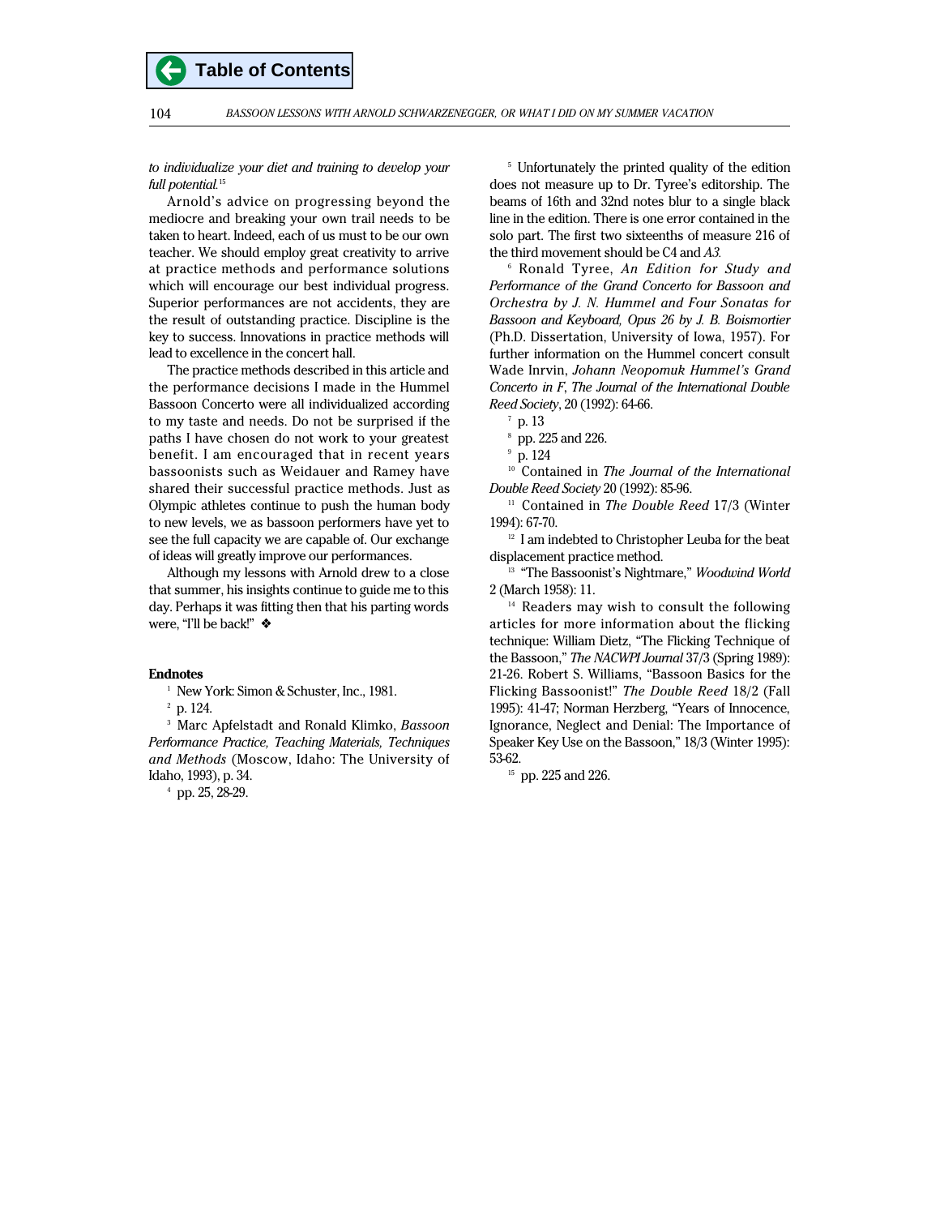*to individualize your diet and training to develop your full potential.*[15]

Arnold's advice on progressing beyond the mediocre and breaking your own trail needs to be taken to heart. Indeed, each of us must to be our own teacher. We should employ great creativity to arrive at practice methods and performance solutions which will encourage our best individual progress. Superior performances are not accidents, they are the result of outstanding practice. Discipline is the key to success. Innovations in practice methods will lead to excellence in the concert hall.

The practice methods described in this article and the performance decisions I made in the Hummel Bassoon Concerto were all individualized according to my taste and needs. Do not be surprised if the paths I have chosen do not work to your greatest benefit. I am encouraged that in recent years bassoonists such as Weidauer and Ramey have shared their successful practice methods. Just as Olympic athletes continue to push the human body to new levels, we as bassoon performers have yet to see the full capacity we are capable of. Our exchange of ideas will greatly improve our performances.

Although my lessons with Arnold drew to a close that summer, his insights continue to guide me to this day. Perhaps it was fitting then that his parting words were, "I'll be back!" ❖

**Endnotes**

[1] New York: Simon & Schuster, Inc., 1981.

[2] p. 124.

[3] Marc Apfelstadt and Ronald Klimko, *Bassoon Performance Practice, Teaching Materials, Techniques and Methods* (Moscow, Idaho: The University of Idaho, 1993), p. 34.

[4] pp. 25, 28-29.

[5] Unfortunately the printed quality of the edition does not measure up to Dr. Tyree's editorship. The beams of 16th and 32nd notes blur to a single black line in the edition. There is one error contained in the solo part. The first two sixteenths of measure 216 of the third movement should be C4 and *A3*.

[6] Ronald Tyree, *An Edition for Study and Performance of the Grand Concerto for Bassoon and Orchestra by J. N. Hummel and Four Sonatas for Bassoon and Keyboard, Opus 26 by J. B. Boismortier* (Ph.D. Dissertation, University of Iowa, 1957). For further information on the Hummel concert consult Wade Inrvin, *Johann Neopomuk Hummel's Grand Concerto in F*, *The Journal of the International Double Reed Society*, 20 (1992): 64-66.

[7] p. 13

[8] pp. 225 and 226.

[9] p. 124

[10] Contained in *The Journal of the International Double Reed Society* 20 (1992): 85-96.

[11] Contained in *The Double Reed* 17/3 (Winter 1994): 67-70.

[12] I am indebted to Christopher Leuba for the beat displacement practice method.

[13] "The Bassoonist's Nightmare," *Woodwind World* 2 (March 1958): 11.

[14] Readers may wish to consult the following articles for more information about the flicking technique: William Dietz, "The Flicking Technique of the Bassoon," *The NACWPI Journal* 37/3 (Spring 1989): 21-26. Robert S. Williams, "Bassoon Basics for the Flicking Bassoonist!" *The Double Reed* 18/2 (Fall 1995): 41-47; Norman Herzberg, "Years of Innocence, Ignorance, Neglect and Denial: The Importance of Speaker Key Use on the Bassoon," 18/3 (Winter 1995): 53-62.

[15] pp. 225 and 226.